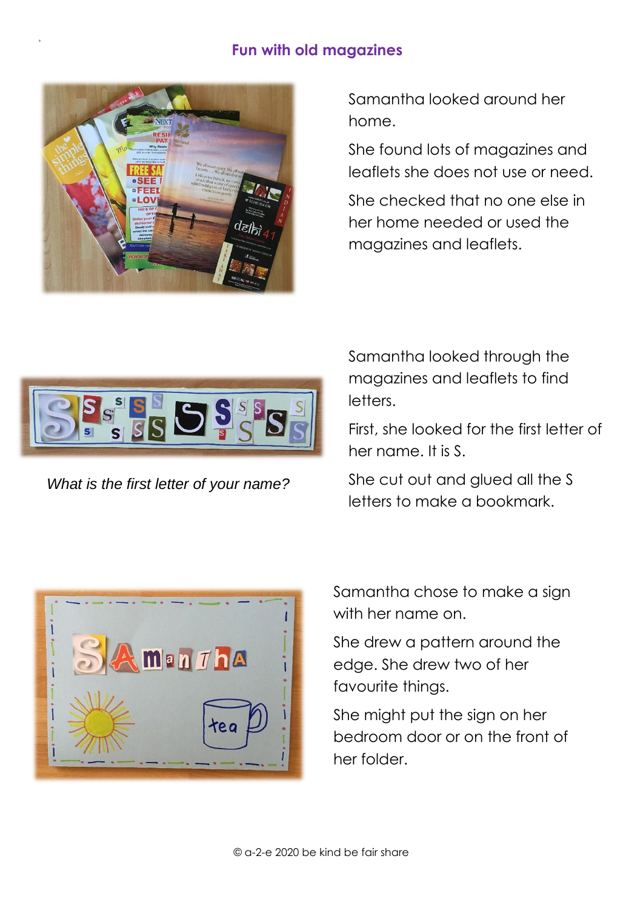# Fun with old magazines

Samantha looked around her home.

She found lots of magazines and leaflets she does not use or need.

She checked that no one else in her home needed or used the magazines and leaflets.

Samantha looked through the magazines and leaflets to find letters.

First, she looked for the first letter of her name. It is S.

She cut out and glued all the S letters to make a bookmark.

*What is the first letter of your name?*

Samantha chose to make a sign with her name on.

She drew a pattern around the edge. She drew two of her favourite things.

She might put the sign on her bedroom door or on the front of her folder.

© a-2-e 2020 be kind be fair share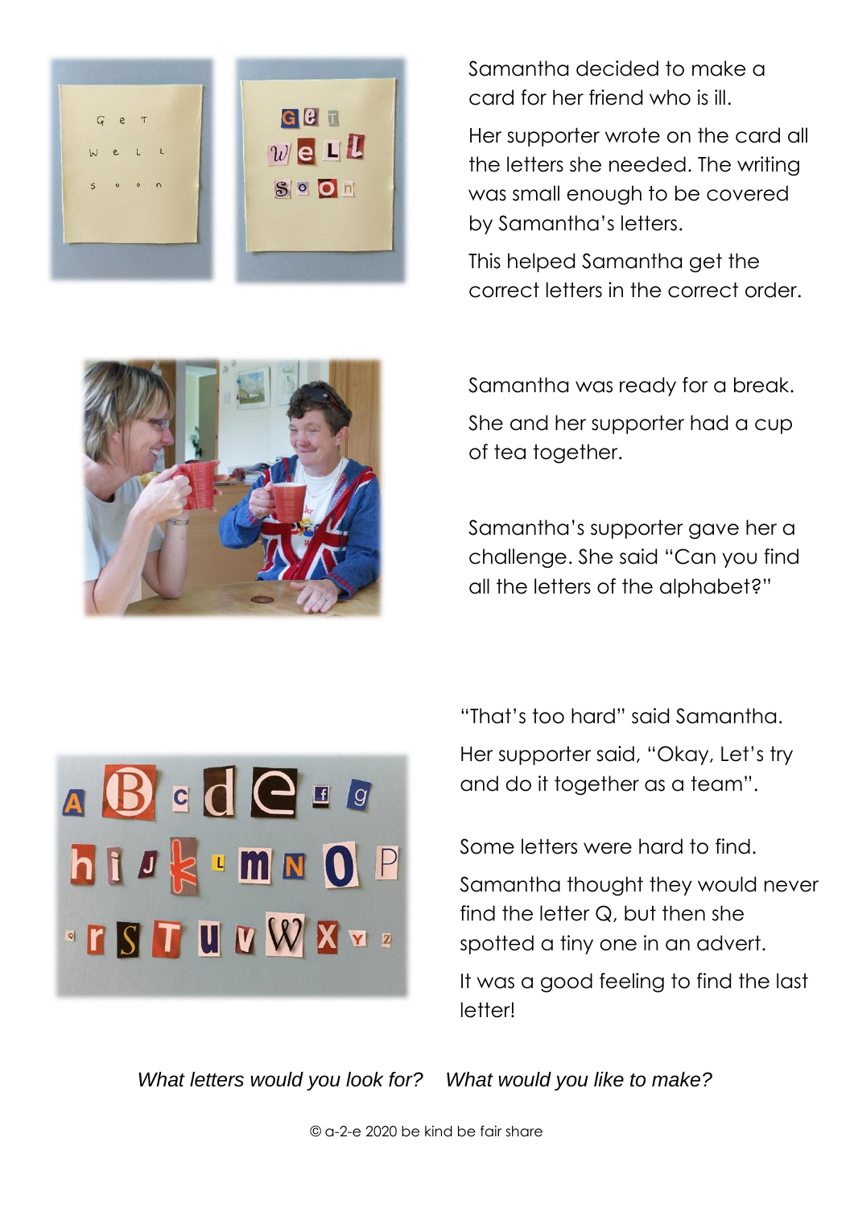Samantha decided to make a card for her friend who is ill.

Her supporter wrote on the card all the letters she needed. The writing was small enough to be covered by Samantha's letters.

This helped Samantha get the correct letters in the correct order.

Samantha was ready for a break.

She and her supporter had a cup of tea together.

Samantha's supporter gave her a challenge. She said "Can you find all the letters of the alphabet?"

"That's too hard" said Samantha.

Her supporter said, "Okay, Let's try and do it together as a team".

Some letters were hard to find.

Samantha thought they would never find the letter Q, but then she spotted a tiny one in an advert.

It was a good feeling to find the last letter!

*What letters would you look for?*   *What would you like to make?*

© a-2-e 2020 be kind be fair share